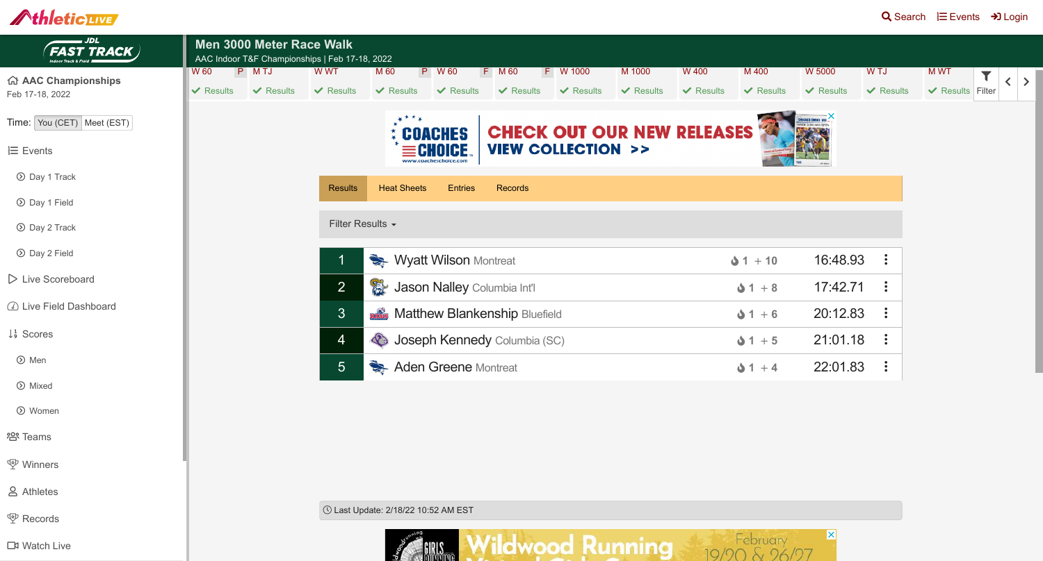# Men 3000 Meter Race Walk

AAC Indoor T&F Championships | Feb 17-18, 2022

| W 60 P | M TJ | W WT | M 60 P | W 60 F | M 60 F | W 1000 | M 1000 | W 400 | M 400 | W 5000 | W TJ | M WT |
|---|---|---|---|---|---|---|---|---|---|---|---|---|
| ✔ Results | ✔ Results | ✔ Results | ✔ Results | ✔ Results | ✔ Results | ✔ Results | ✔ Results | ✔ Results | ✔ Results | ✔ Results | ✔ Results | ✔ Results |

**AAC Championships**
Feb 17-18, 2022

Time: You (CET) | Meet (EST)

- Events
  - Day 1 Track
  - Day 1 Field
  - Day 2 Track
  - Day 2 Field
- Live Scoreboard
- Live Field Dashboard
- Scores
  - Men
  - Mixed
  - Women
- Teams
- Winners
- Athletes
- Records
- Watch Live

Results | Heat Sheets | Entries | Records

Filter Results

| Place | Athlete | Team | Heat + Points | Time |
|---|---|---|---|---|
| 1 | Wyatt Wilson | Montreat | 1 + 10 | 16:48.93 |
| 2 | Jason Nalley | Columbia Int'l | 1 + 8 | 17:42.71 |
| 3 | Matthew Blankenship | Bluefield | 1 + 6 | 20:12.83 |
| 4 | Joseph Kennedy | Columbia (SC) | 1 + 5 | 21:01.18 |
| 5 | Aden Greene | Montreat | 1 + 4 | 22:01.83 |

Last Update: 2/18/22 10:52 AM EST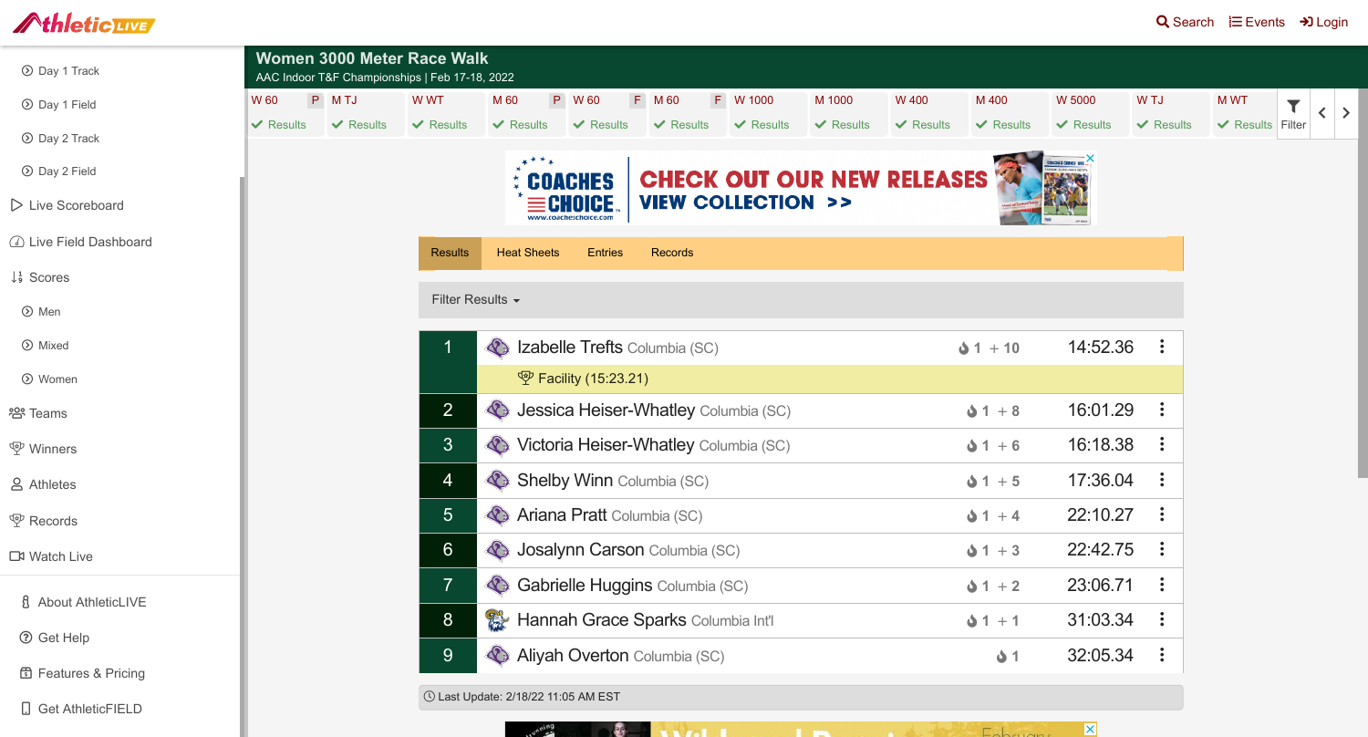# Women 3000 Meter Race Walk

AAC Indoor T&F Championships | Feb 17-18, 2022

Results | Heat Sheets | Entries | Records

Filter Results

| | | | |
|---|---|---|---|
| 1 | Izabelle Trefts Columbia (SC) | 1 + 10 | 14:52.36 |
| | Facility (15:23.21) | | |
| 2 | Jessica Heiser-Whatley Columbia (SC) | 1 + 8 | 16:01.29 |
| 3 | Victoria Heiser-Whatley Columbia (SC) | 1 + 6 | 16:18.38 |
| 4 | Shelby Winn Columbia (SC) | 1 + 5 | 17:36.04 |
| 5 | Ariana Pratt Columbia (SC) | 1 + 4 | 22:10.27 |
| 6 | Josalynn Carson Columbia (SC) | 1 + 3 | 22:42.75 |
| 7 | Gabrielle Huggins Columbia (SC) | 1 + 2 | 23:06.71 |
| 8 | Hannah Grace Sparks Columbia Int'l | 1 + 1 | 31:03.34 |
| 9 | Aliyah Overton Columbia (SC) | 1 | 32:05.34 |

Last Update: 2/18/22 11:05 AM EST